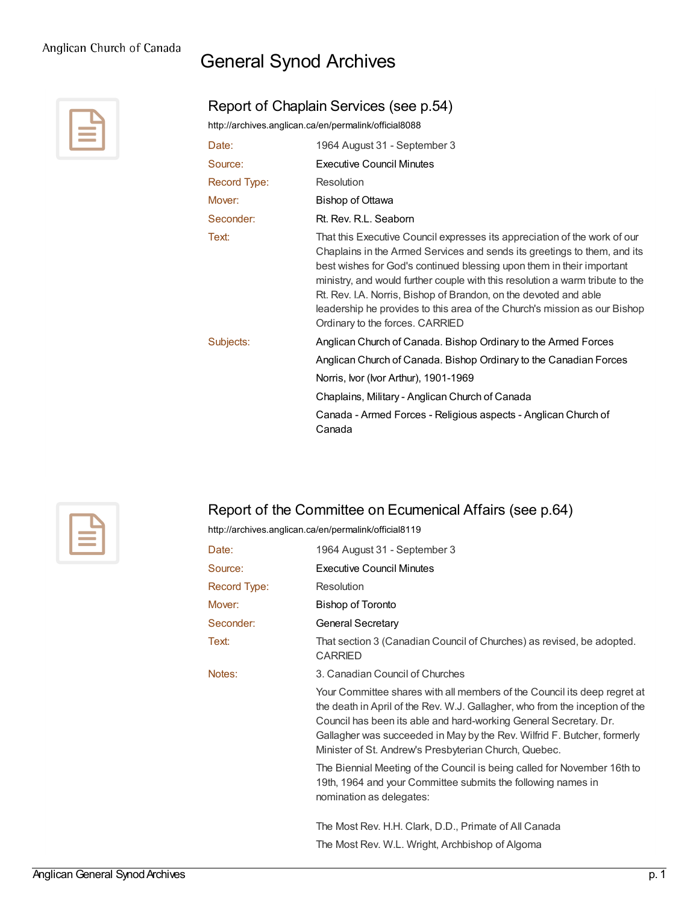# General Synod Archives

## Report of Chaplain Services (see p.54)

http://archives.anglican.ca/en/permalink/official8088

| | |
|---|---|
| Date: | 1964 August 31 - September 3 |
| Source: | Executive Council Minutes |
| Record Type: | Resolution |
| Mover: | Bishop of Ottawa |
| Seconder: | Rt. Rev. R.L. Seaborn |
| Text: | That this Executive Council expresses its appreciation of the work of our Chaplains in the Armed Services and sends its greetings to them, and its best wishes for God's continued blessing upon them in their important ministry, and would further couple with this resolution a warm tribute to the Rt. Rev. I.A. Norris, Bishop of Brandon, on the devoted and able leadership he provides to this area of the Church's mission as our Bishop Ordinary to the forces. CARRIED |
| Subjects: | Anglican Church of Canada. Bishop Ordinary to the Armed Forces |
| | Anglican Church of Canada. Bishop Ordinary to the Canadian Forces |
| | Norris, Ivor (Ivor Arthur), 1901-1969 |
| | Chaplains, Military - Anglican Church of Canada |
| | Canada - Armed Forces - Religious aspects - Anglican Church of Canada |

## Report of the Committee on Ecumenical Affairs (see p.64)

http://archives.anglican.ca/en/permalink/official8119

| | |
|---|---|
| Date: | 1964 August 31 - September 3 |
| Source: | Executive Council Minutes |
| Record Type: | Resolution |
| Mover: | Bishop of Toronto |
| Seconder: | General Secretary |
| Text: | That section 3 (Canadian Council of Churches) as revised, be adopted. CARRIED |
| Notes: | 3. Canadian Council of Churches |

Your Committee shares with all members of the Council its deep regret at the death in April of the Rev. W.J. Gallagher, who from the inception of the Council has been its able and hard-working General Secretary. Dr. Gallagher was succeeded in May by the Rev. Wilfrid F. Butcher, formerly Minister of St. Andrew's Presbyterian Church, Quebec.

The Biennial Meeting of the Council is being called for November 16th to 19th, 1964 and your Committee submits the following names in nomination as delegates:

The Most Rev. H.H. Clark, D.D., Primate of All Canada

The Most Rev. W.L. Wright, Archbishop of Algoma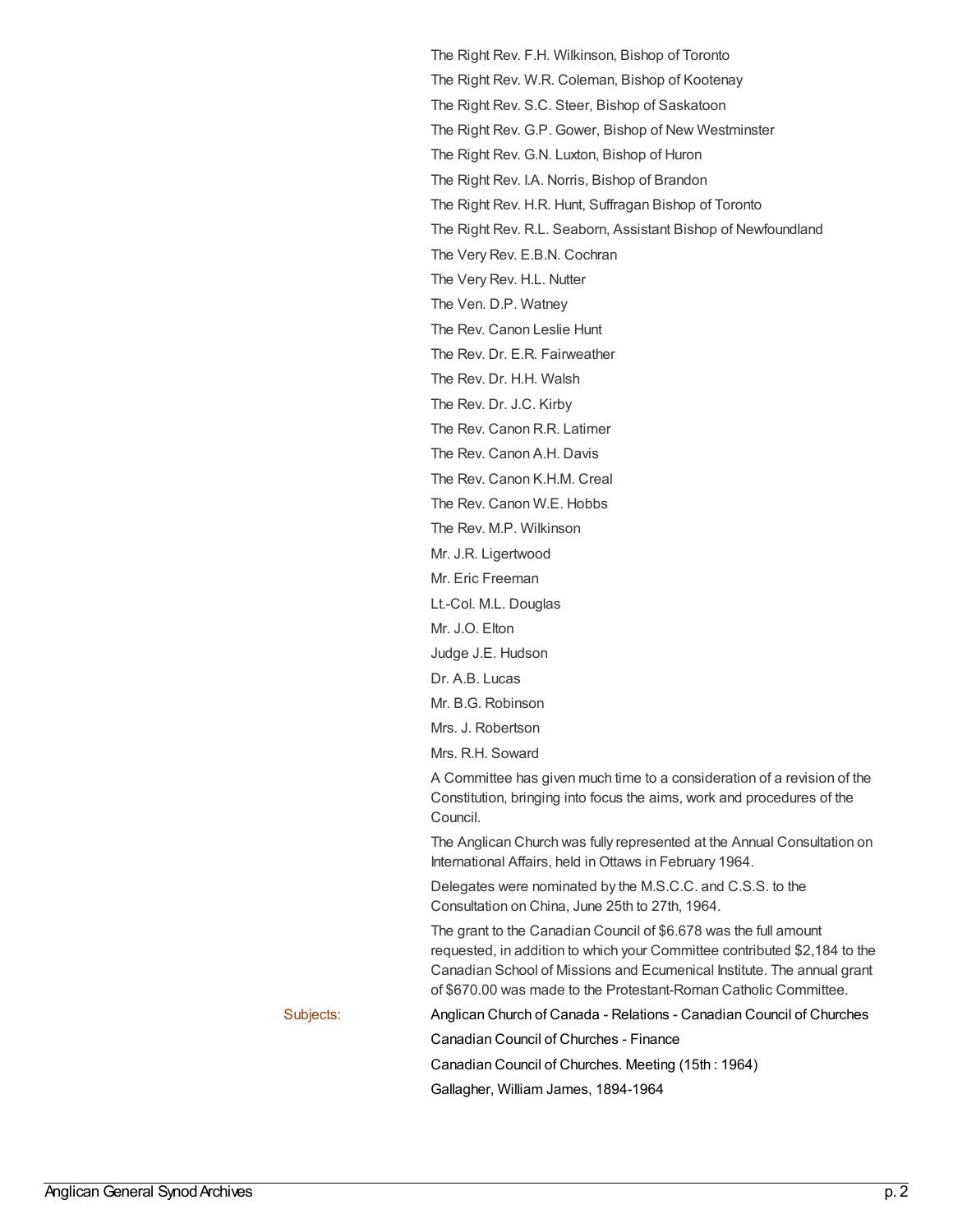The Right Rev. F.H. Wilkinson, Bishop of Toronto

The Right Rev. W.R. Coleman, Bishop of Kootenay

The Right Rev. S.C. Steer, Bishop of Saskatoon

The Right Rev. G.P. Gower, Bishop of New Westminster

The Right Rev. G.N. Luxton, Bishop of Huron

The Right Rev. I.A. Norris, Bishop of Brandon

The Right Rev. H.R. Hunt, Suffragan Bishop of Toronto

The Right Rev. R.L. Seaborn, Assistant Bishop of Newfoundland

The Very Rev. E.B.N. Cochran

The Very Rev. H.L. Nutter

The Ven. D.P. Watney

The Rev. Canon Leslie Hunt

The Rev. Dr. E.R. Fairweather

The Rev. Dr. H.H. Walsh

The Rev. Dr. J.C. Kirby

The Rev. Canon R.R. Latimer

The Rev. Canon A.H. Davis

The Rev. Canon K.H.M. Creal

The Rev. Canon W.E. Hobbs

The Rev. M.P. Wilkinson

Mr. J.R. Ligertwood

Mr. Eric Freeman

Lt.-Col. M.L. Douglas

Mr. J.O. Elton

Judge J.E. Hudson

Dr. A.B. Lucas

Mr. B.G. Robinson

Mrs. J. Robertson

Mrs. R.H. Soward

A Committee has given much time to a consideration of a revision of the Constitution, bringing into focus the aims, work and procedures of the Council.

The Anglican Church was fully represented at the Annual Consultation on International Affairs, held in Ottaws in February 1964.

Delegates were nominated by the M.S.C.C. and C.S.S. to the Consultation on China, June 25th to 27th, 1964.

The grant to the Canadian Council of $6.678 was the full amount requested, in addition to which your Committee contributed $2,184 to the Canadian School of Missions and Ecumenical Institute. The annual grant of $670.00 was made to the Protestant-Roman Catholic Committee.

Subjects:

Anglican Church of Canada - Relations - Canadian Council of Churches

Canadian Council of Churches - Finance

Canadian Council of Churches. Meeting (15th : 1964)

Gallagher, William James, 1894-1964